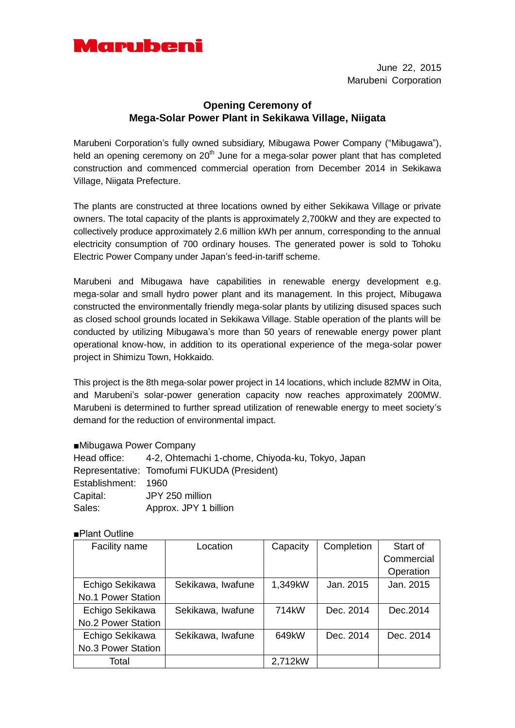Marubeni

June 22, 2015
Marubeni Corporation

## Opening Ceremony of
## Mega-Solar Power Plant in Sekikawa Village, Niigata

Marubeni Corporation's fully owned subsidiary, Mibugawa Power Company ("Mibugawa"), held an opening ceremony on 20th June for a mega-solar power plant that has completed construction and commenced commercial operation from December 2014 in Sekikawa Village, Niigata Prefecture.

The plants are constructed at three locations owned by either Sekikawa Village or private owners. The total capacity of the plants is approximately 2,700kW and they are expected to collectively produce approximately 2.6 million kWh per annum, corresponding to the annual electricity consumption of 700 ordinary houses. The generated power is sold to Tohoku Electric Power Company under Japan's feed-in-tariff scheme.

Marubeni and Mibugawa have capabilities in renewable energy development e.g. mega-solar and small hydro power plant and its management. In this project, Mibugawa constructed the environmentally friendly mega-solar plants by utilizing disused spaces such as closed school grounds located in Sekikawa Village. Stable operation of the plants will be conducted by utilizing Mibugawa's more than 50 years of renewable energy power plant operational know-how, in addition to its operational experience of the mega-solar power project in Shimizu Town, Hokkaido.

This project is the 8th mega-solar power project in 14 locations, which include 82MW in Oita, and Marubeni's solar-power generation capacity now reaches approximately 200MW. Marubeni is determined to further spread utilization of renewable energy to meet society's demand for the reduction of environmental impact.

■Mibugawa Power Company

Head office: 4-2, Ohtemachi 1-chome, Chiyoda-ku, Tokyo, Japan
Representative: Tomofumi FUKUDA (President)
Establishment: 1960
Capital: JPY 250 million
Sales: Approx. JPY 1 billion

■Plant Outline

| Facility name | Location | Capacity | Completion | Start of Commercial Operation |
|---|---|---|---|---|
| Echigo Sekikawa No.1 Power Station | Sekikawa, Iwafune | 1,349kW | Jan. 2015 | Jan. 2015 |
| Echigo Sekikawa No.2 Power Station | Sekikawa, Iwafune | 714kW | Dec. 2014 | Dec.2014 |
| Echigo Sekikawa No.3 Power Station | Sekikawa, Iwafune | 649kW | Dec. 2014 | Dec. 2014 |
| Total | | 2,712kW | | |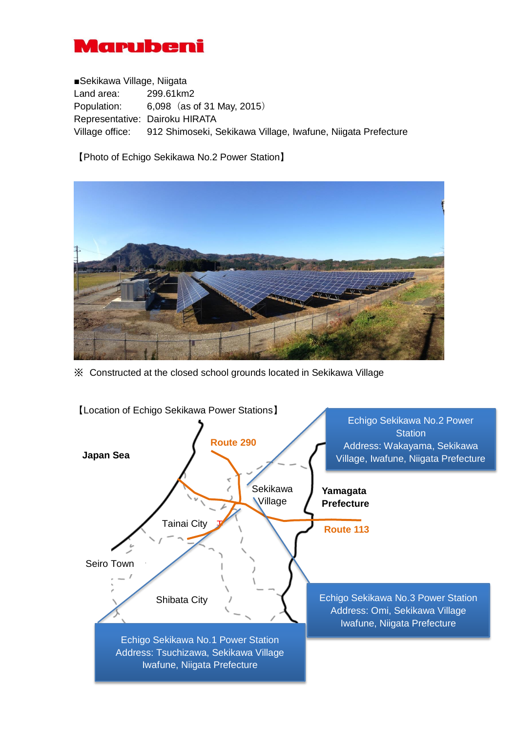Marubeni

■Sekikawa Village, Niigata

Land area: 299.61km2

Population: 6,098（as of 31 May, 2015）

Representative: Dairoku HIRATA

Village office: 912 Shimoseki, Sekikawa Village, Iwafune, Niigata Prefecture

【Photo of Echigo Sekikawa No.2 Power Station】

※ Constructed at the closed school grounds located in Sekikawa Village

【Location of Echigo Sekikawa Power Stations】

Japan Sea

Route 290

Sekikawa Village

Yamagata Prefecture

Route 113

Tainai City

Seiro Town

Shibata City

Echigo Sekikawa No.2 Power Station
Address: Wakayama, Sekikawa Village, Iwafune, Niigata Prefecture

Echigo Sekikawa No.3 Power Station
Address: Omi, Sekikawa Village
Iwafune, Niigata Prefecture

Echigo Sekikawa No.1 Power Station
Address: Tsuchizawa, Sekikawa Village
Iwafune, Niigata Prefecture